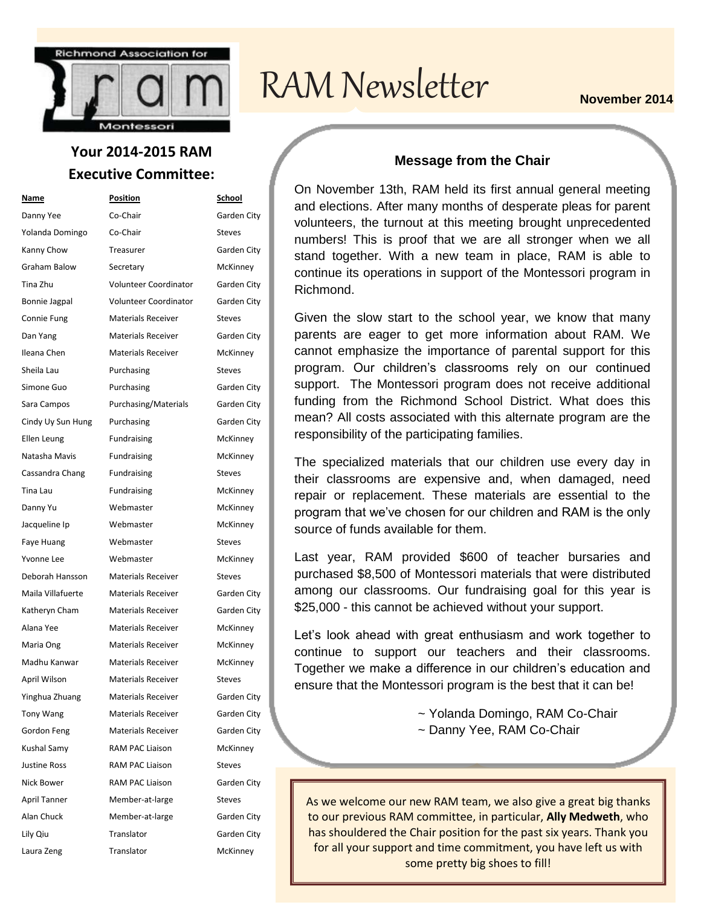# RAM Newsletter

**November 2014**

## Your 2014-2015 RAM Executive Committee:

| Name | Position | School |
|---|---|---|
| Danny Yee | Co-Chair | Garden City |
| Yolanda Domingo | Co-Chair | Steves |
| Kanny Chow | Treasurer | Garden City |
| Graham Balow | Secretary | McKinney |
| Tina Zhu | Volunteer Coordinator | Garden City |
| Bonnie Jagpal | Volunteer Coordinator | Garden City |
| Connie Fung | Materials Receiver | Steves |
| Dan Yang | Materials Receiver | Garden City |
| Ileana Chen | Materials Receiver | McKinney |
| Sheila Lau | Purchasing | Steves |
| Simone Guo | Purchasing | Garden City |
| Sara Campos | Purchasing/Materials | Garden City |
| Cindy Uy Sun Hung | Purchasing | Garden City |
| Ellen Leung | Fundraising | McKinney |
| Natasha Mavis | Fundraising | McKinney |
| Cassandra Chang | Fundraising | Steves |
| Tina Lau | Fundraising | McKinney |
| Danny Yu | Webmaster | McKinney |
| Jacqueline Ip | Webmaster | McKinney |
| Faye Huang | Webmaster | Steves |
| Yvonne Lee | Webmaster | McKinney |
| Deborah Hansson | Materials Receiver | Steves |
| Maila Villafuerte | Materials Receiver | Garden City |
| Katheryn Cham | Materials Receiver | Garden City |
| Alana Yee | Materials Receiver | McKinney |
| Maria Ong | Materials Receiver | McKinney |
| Madhu Kanwar | Materials Receiver | McKinney |
| April Wilson | Materials Receiver | Steves |
| Yinghua Zhuang | Materials Receiver | Garden City |
| Tony Wang | Materials Receiver | Garden City |
| Gordon Feng | Materials Receiver | Garden City |
| Kushal Samy | RAM PAC Liaison | McKinney |
| Justine Ross | RAM PAC Liaison | Steves |
| Nick Bower | RAM PAC Liaison | Garden City |
| April Tanner | Member-at-large | Steves |
| Alan Chuck | Member-at-large | Garden City |
| Lily Qiu | Translator | Garden City |
| Laura Zeng | Translator | McKinney |

## Message from the Chair

On November 13th, RAM held its first annual general meeting and elections. After many months of desperate pleas for parent volunteers, the turnout at this meeting brought unprecedented numbers! This is proof that we are all stronger when we all stand together. With a new team in place, RAM is able to continue its operations in support of the Montessori program in Richmond.

Given the slow start to the school year, we know that many parents are eager to get more information about RAM. We cannot emphasize the importance of parental support for this program. Our children's classrooms rely on our continued support. The Montessori program does not receive additional funding from the Richmond School District. What does this mean? All costs associated with this alternate program are the responsibility of the participating families.

The specialized materials that our children use every day in their classrooms are expensive and, when damaged, need repair or replacement. These materials are essential to the program that we've chosen for our children and RAM is the only source of funds available for them.

Last year, RAM provided $600 of teacher bursaries and purchased $8,500 of Montessori materials that were distributed among our classrooms. Our fundraising goal for this year is $25,000 - this cannot be achieved without your support.

Let's look ahead with great enthusiasm and work together to continue to support our teachers and their classrooms. Together we make a difference in our children's education and ensure that the Montessori program is the best that it can be!

~ Yolanda Domingo, RAM Co-Chair
~ Danny Yee, RAM Co-Chair

As we welcome our new RAM team, we also give a great big thanks to our previous RAM committee, in particular, **Ally Medweth**, who has shouldered the Chair position for the past six years. Thank you for all your support and time commitment, you have left us with some pretty big shoes to fill!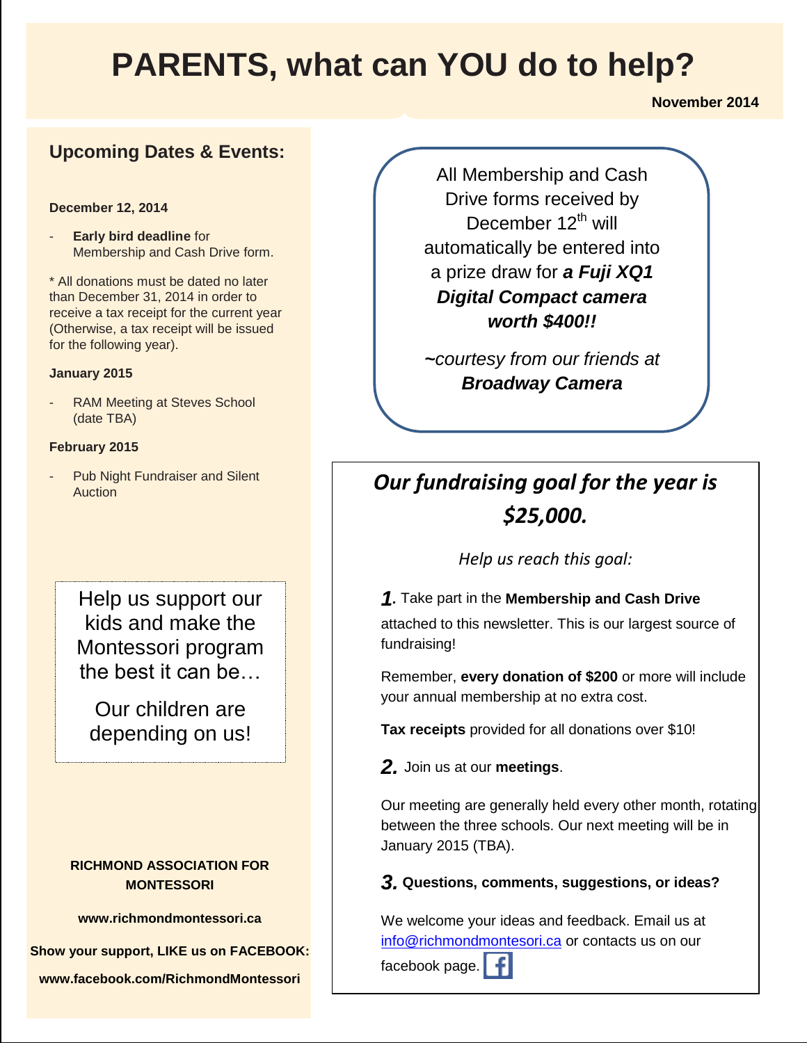# PARENTS, what can YOU do to help?

**November 2014**

## Upcoming Dates & Events:

**December 12, 2014**

- **Early bird deadline** for Membership and Cash Drive form.

\* All donations must be dated no later than December 31, 2014 in order to receive a tax receipt for the current year (Otherwise, a tax receipt will be issued for the following year).

**January 2015**

- RAM Meeting at Steves School (date TBA)

**February 2015**

- Pub Night Fundraiser and Silent Auction

Help us support our kids and make the Montessori program the best it can be…

Our children are depending on us!

**RICHMOND ASSOCIATION FOR MONTESSORI**

**www.richmondmontessori.ca**

**Show your support, LIKE us on FACEBOOK:**

**www.facebook.com/RichmondMontessori**

All Membership and Cash Drive forms received by December 12th will automatically be entered into a prize draw for ***a Fuji XQ1 Digital Compact camera worth $400!!***

*~courtesy from our friends at* ***Broadway Camera***

***Our fundraising goal for the year is $25,000.***

*Help us reach this goal:*

***1.*** Take part in the **Membership and Cash Drive** attached to this newsletter. This is our largest source of fundraising!

Remember, **every donation of $200** or more will include your annual membership at no extra cost.

**Tax receipts** provided for all donations over $10!

***2.*** Join us at our **meetings**.

Our meeting are generally held every other month, rotating between the three schools. Our next meeting will be in January 2015 (TBA).

***3.*** **Questions, comments, suggestions, or ideas?**

We welcome your ideas and feedback. Email us at info@richmondmontessori.ca or contacts us on our facebook page.